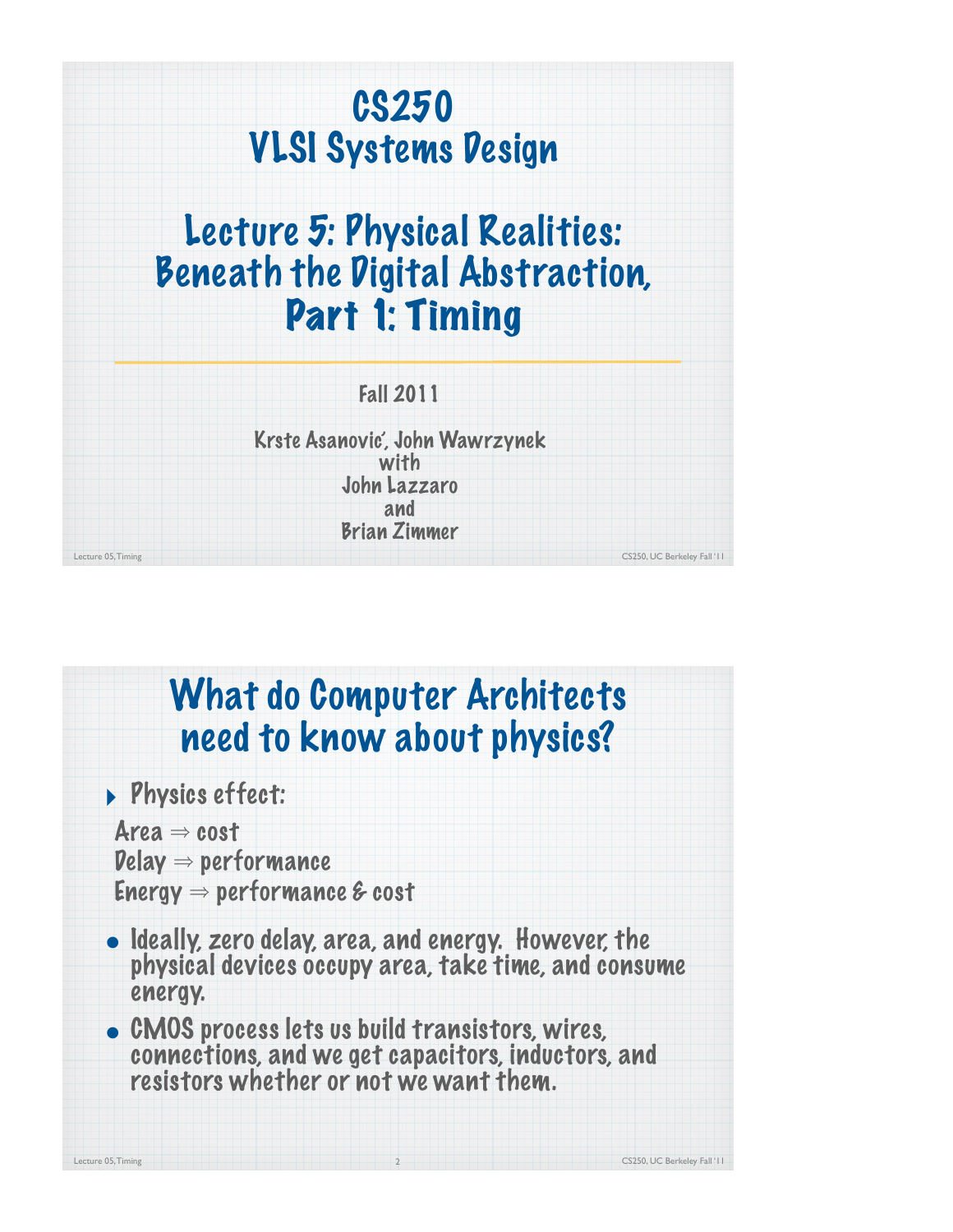# CS250 VLSI Systems Design

# Lecture 5: Physical Realities: Beneath the Digital Abstraction, Part 1: Timing

Fall 2011

Krste Asanović, John Wawrzynek
with
John Lazzaro
and
Brian Zimmer

## What do Computer Architects need to know about physics?

- Physics effect:

  Area ⇒ cost
  Delay ⇒ performance
  Energy ⇒ performance & cost

- Ideally, zero delay, area, and energy. However, the physical devices occupy area, take time, and consume energy.
- CMOS process lets us build transistors, wires, connections, and we get capacitors, inductors, and resistors whether or not we want them.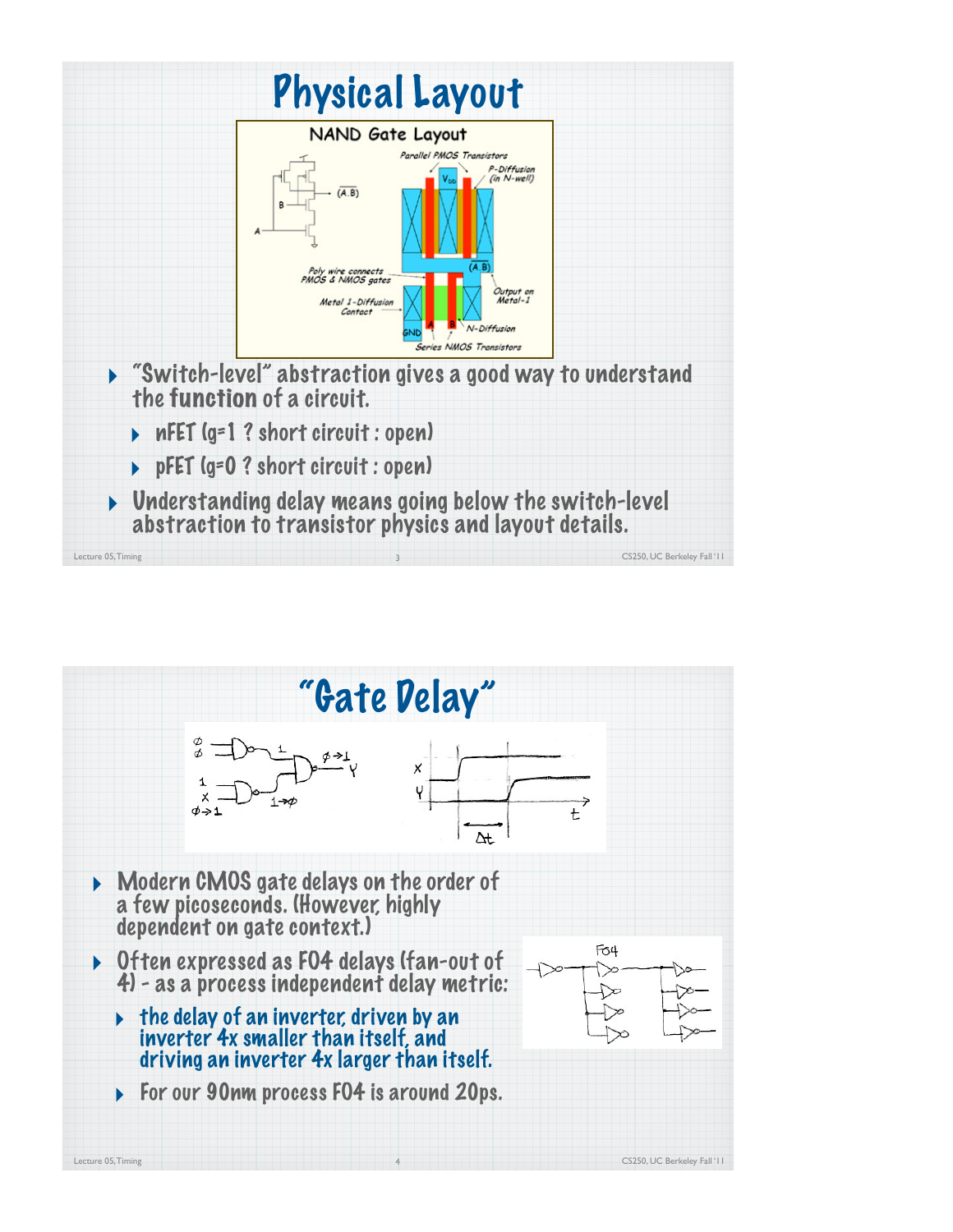# Physical Layout

- "Switch-level" abstraction gives a good way to understand the **function** of a circuit.
  - nFET (g=1 ? short circuit : open)
  - pFET (g=0 ? short circuit : open)
- Understanding delay means going below the switch-level abstraction to transistor physics and layout details.

# "Gate Delay"

- Modern CMOS gate delays on the order of a few picoseconds. (However, highly dependent on gate context.)
- Often expressed as FO4 delays (fan-out of 4) - as a process independent delay metric:
  - the delay of an inverter, driven by an inverter 4x smaller than itself, and driving an inverter 4x larger than itself.
  - For our 90nm process FO4 is around 20ps.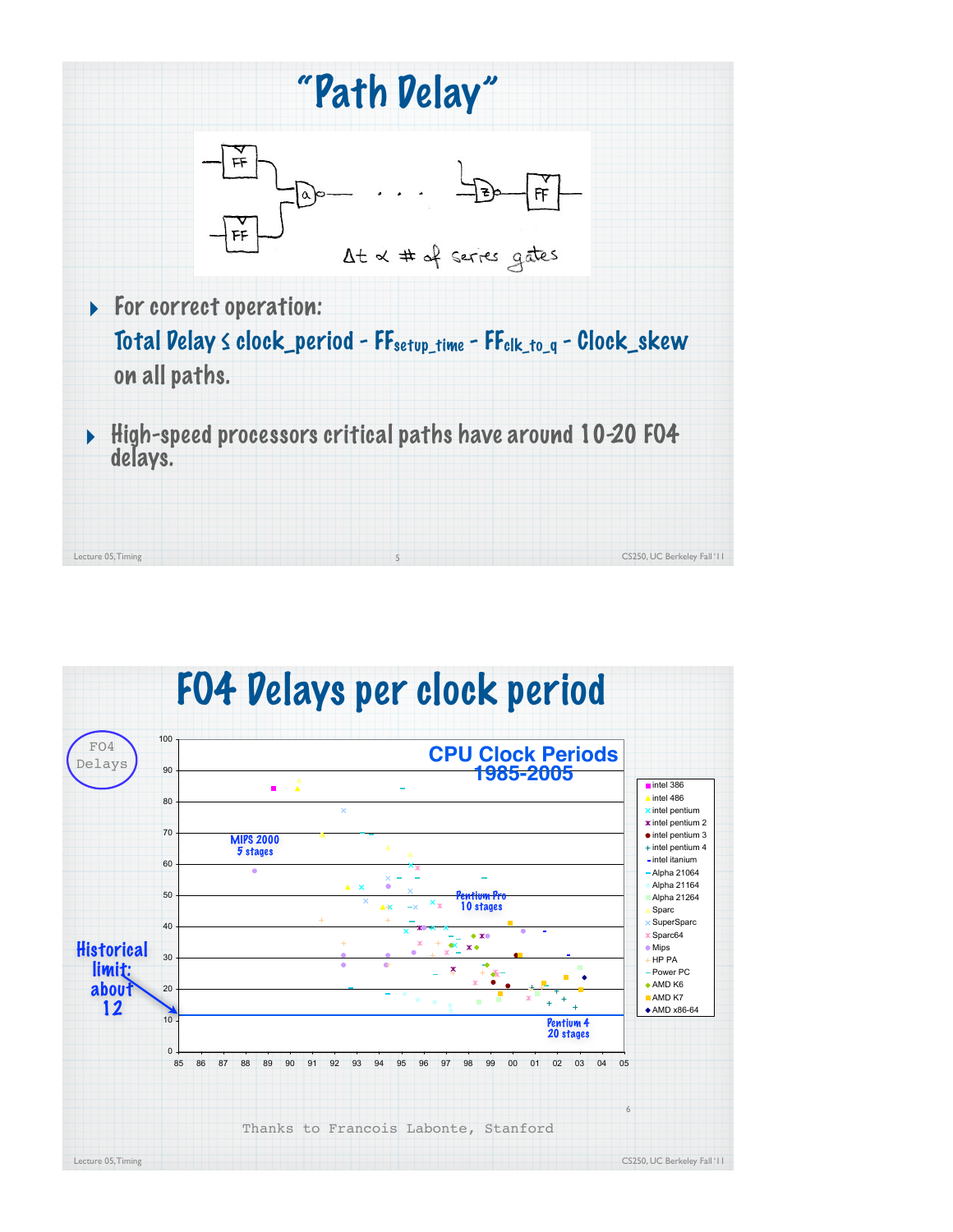# "Path Delay"

$\Delta t \propto$ # of series gates

- For correct operation:
  **Total Delay ≤ clock_period - $FF_{setup\_time}$ - $FF_{clk\_to\_q}$ - Clock_skew**
  on all paths.

- High-speed processors critical paths have around 10-20 FO4 delays.

# FO4 Delays per clock period

FO4 Delays

**CPU Clock Periods 1985-2005**

MIPS 2000 5 stages

Pentium Pro 10 stages

Pentium 4 20 stages

Historical limit: about 12

Legend: intel 386, intel 486, intel pentium, intel pentium 2, intel pentium 3, intel pentium 4, intel itanium, Alpha 21064, Alpha 21164, Alpha 21264, Sparc, SuperSparc, Sparc64, Mips, HP PA, Power PC, AMD K6, AMD K7, AMD x86-64

Thanks to Francois Labonte, Stanford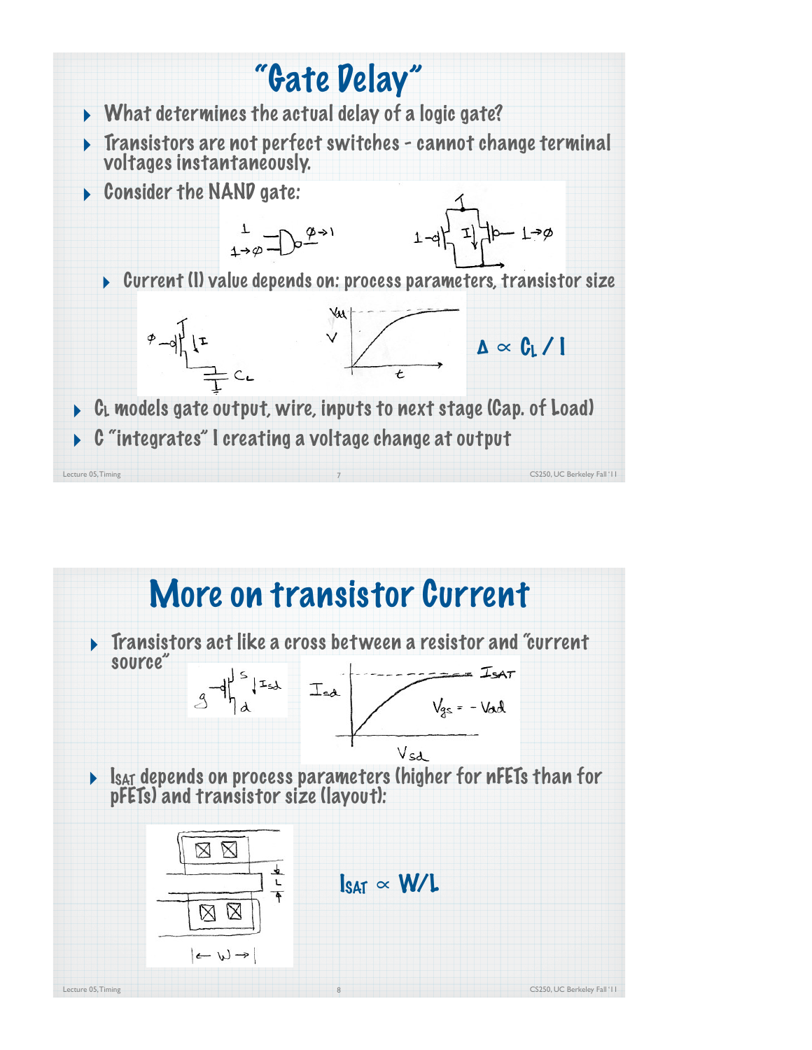# "Gate Delay"

- What determines the actual delay of a logic gate?
- Transistors are not perfect switches - cannot change terminal voltages instantaneously.
- Consider the NAND gate:
  - Current (I) value depends on: process parameters, transistor size

$\Delta \propto C_L / I$

- $C_L$ models gate output, wire, inputs to next stage (Cap. of Load)
- C "integrates" I creating a voltage change at output

# More on transistor Current

- Transistors act like a cross between a resistor and "current source"
- $I_{SAT}$ depends on process parameters (higher for nFETs than for pFETs) and transistor size (layout):

$I_{SAT} \propto W/L$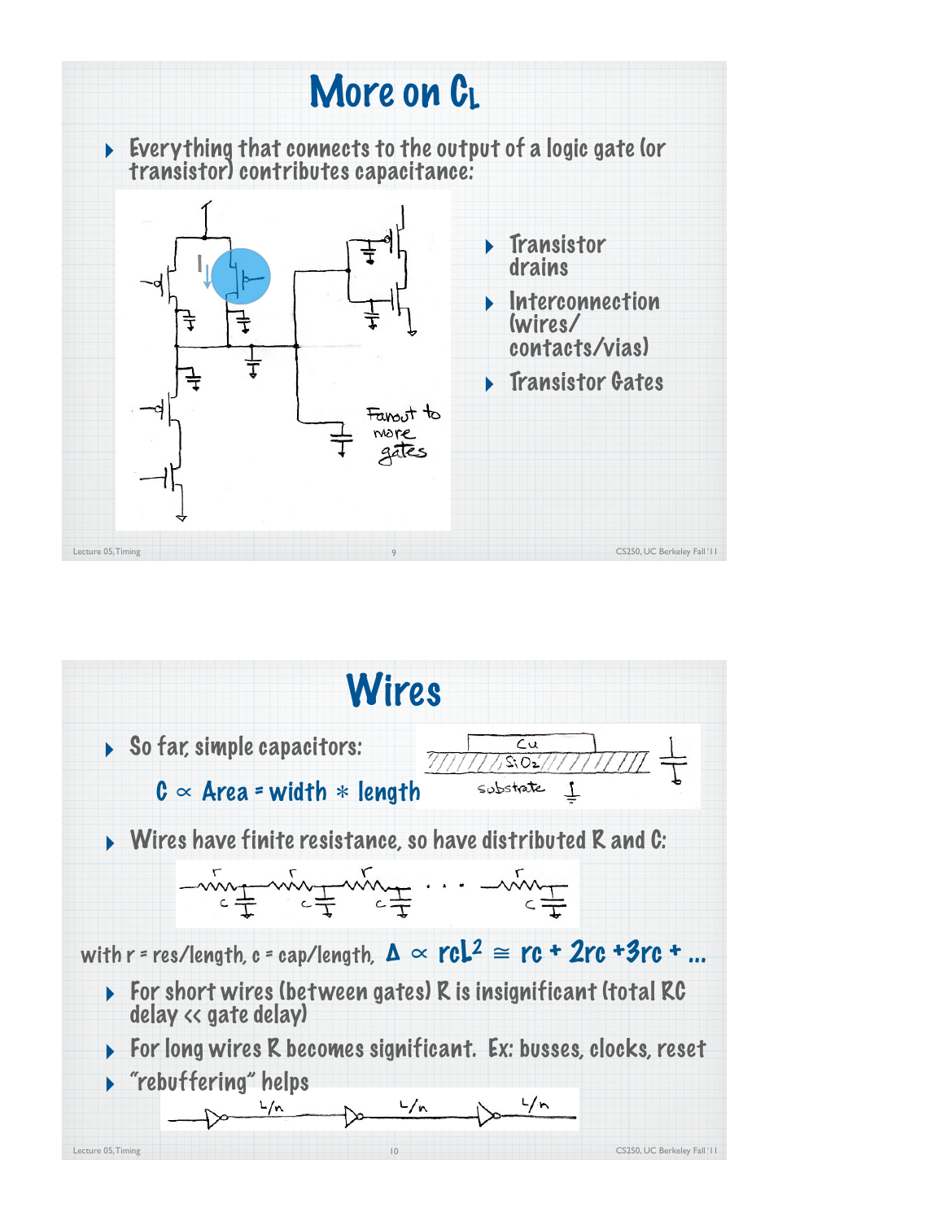# More on $C_L$

- Everything that connects to the output of a logic gate (or transistor) contributes capacitance:

- Transistor drains
- Interconnection (wires/contacts/vias)
- Transistor Gates

# Wires

- So far, simple capacitors:

  $C \propto$ Area = width $*$ length

- Wires have finite resistance, so have distributed R and C:

with r = res/length, c = cap/length, $\Delta \propto rcL^2 \cong rc + 2rc + 3rc + \ldots$

- For short wires (between gates) R is insignificant (total RC delay << gate delay)
- For long wires R becomes significant. Ex: busses, clocks, reset
- "rebuffering" helps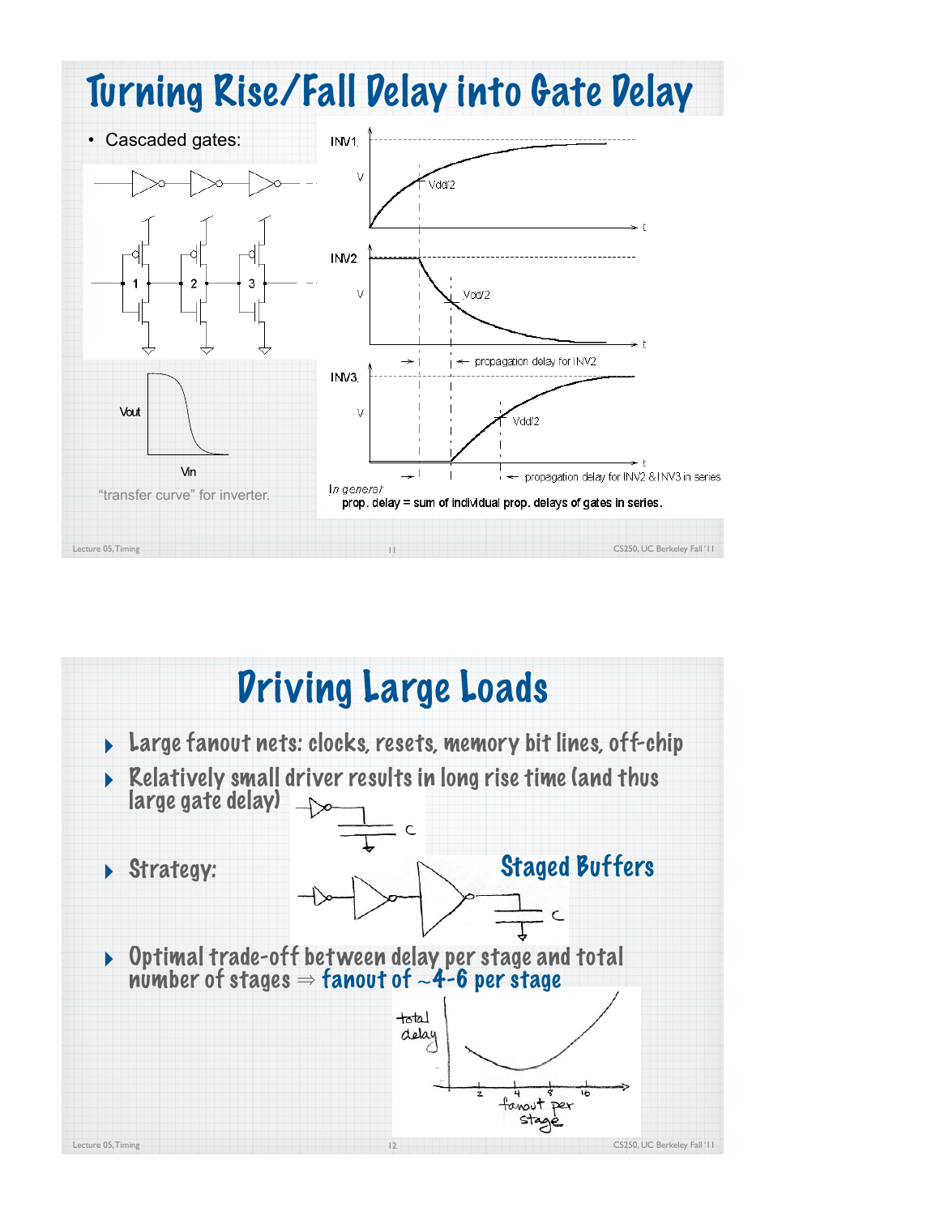# Turning Rise/Fall Delay into Gate Delay

- Cascaded gates:

"transfer curve" for inverter.

*In general:*
prop. delay = sum of individual prop. delays of gates in series.

# Driving Large Loads

- Large fanout nets: clocks, resets, memory bit lines, off-chip
- Relatively small driver results in long rise time (and thus large gate delay)
- Strategy: **Staged Buffers**
- Optimal trade-off between delay per stage and total number of stages ⇒ **fanout of ~4-6 per stage**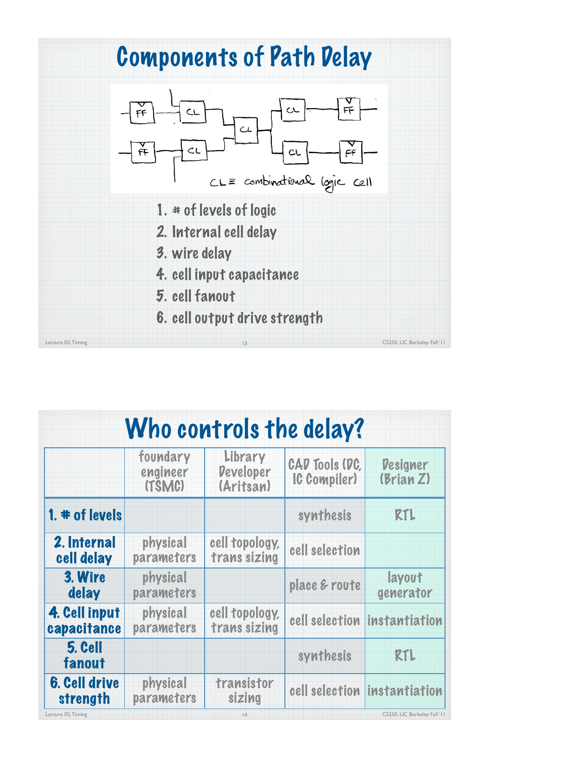# Components of Path Delay

CL ≡ combinational logic cell

1. # of levels of logic
2. Internal cell delay
3. wire delay
4. cell input capacitance
5. cell fanout
6. cell output drive strength

# Who controls the delay?

| | foundary engineer (TSMC) | Library Developer (Aritsan) | CAD Tools (DC, IC Compiler) | Designer (Brian Z) |
|---|---|---|---|---|
| **1. # of levels** | | | synthesis | RTL |
| **2. Internal cell delay** | physical parameters | cell topology, trans sizing | cell selection | |
| **3. Wire delay** | physical parameters | | place & route | layout generator |
| **4. Cell input capacitance** | physical parameters | cell topology, trans sizing | cell selection | instantiation |
| **5. Cell fanout** | | | synthesis | RTL |
| **6. Cell drive strength** | physical parameters | transistor sizing | cell selection | instantiation |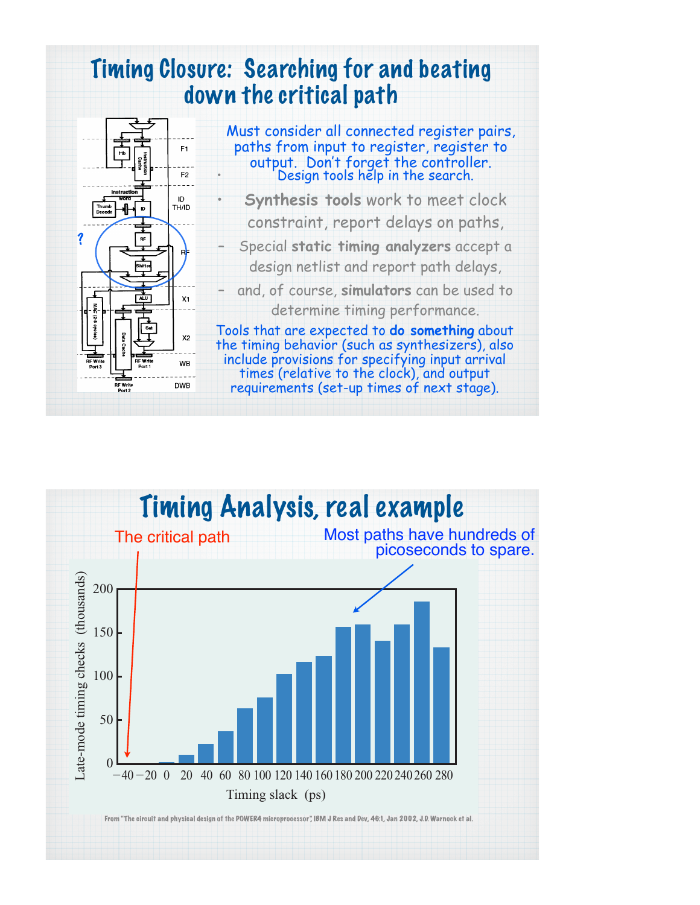# Timing Closure: Searching for and beating down the critical path

Must consider all connected register pairs, paths from input to register, register to output. Don't forget the controller.

- Design tools help in the search.
- **Synthesis tools** work to meet clock constraint, report delays on paths,
  - Special **static timing analyzers** accept a design netlist and report path delays,
  - and, of course, **simulators** can be used to determine timing performance.

Tools that are expected to **do something** about the timing behavior (such as synthesizers), also include provisions for specifying input arrival times (relative to the clock), and output requirements (set-up times of next stage).

# Timing Analysis, real example

The critical path

Most paths have hundreds of picoseconds to spare.

From "The circuit and physical design of the POWER4 microprocessor", IBM J Res and Dev, 46:1, Jan 2002, J.D. Warnock et al.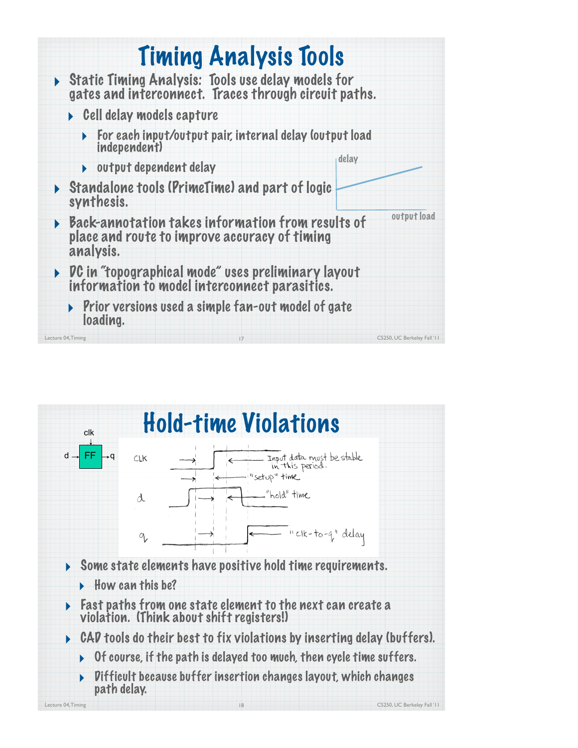# Timing Analysis Tools

- Static Timing Analysis: Tools use delay models for gates and interconnect. Traces through circuit paths.
  - Cell delay models capture
    - For each input/output pair, internal delay (output load independent)
    - output dependent delay
- Standalone tools (PrimeTime) and part of logic synthesis.
- Back-annotation takes information from results of place and route to improve accuracy of timing analysis.
- DC in "topographical mode" uses preliminary layout information to model interconnect parasitics.
  - Prior versions used a simple fan-out model of gate loading.

# Hold-time Violations

- Some state elements have positive hold time requirements.
  - How can this be?
- Fast paths from one state element to the next can create a violation. (Think about shift registers!)
- CAD tools do their best to fix violations by inserting delay (buffers).
  - Of course, if the path is delayed too much, then cycle time suffers.
  - Difficult because buffer insertion changes layout, which changes path delay.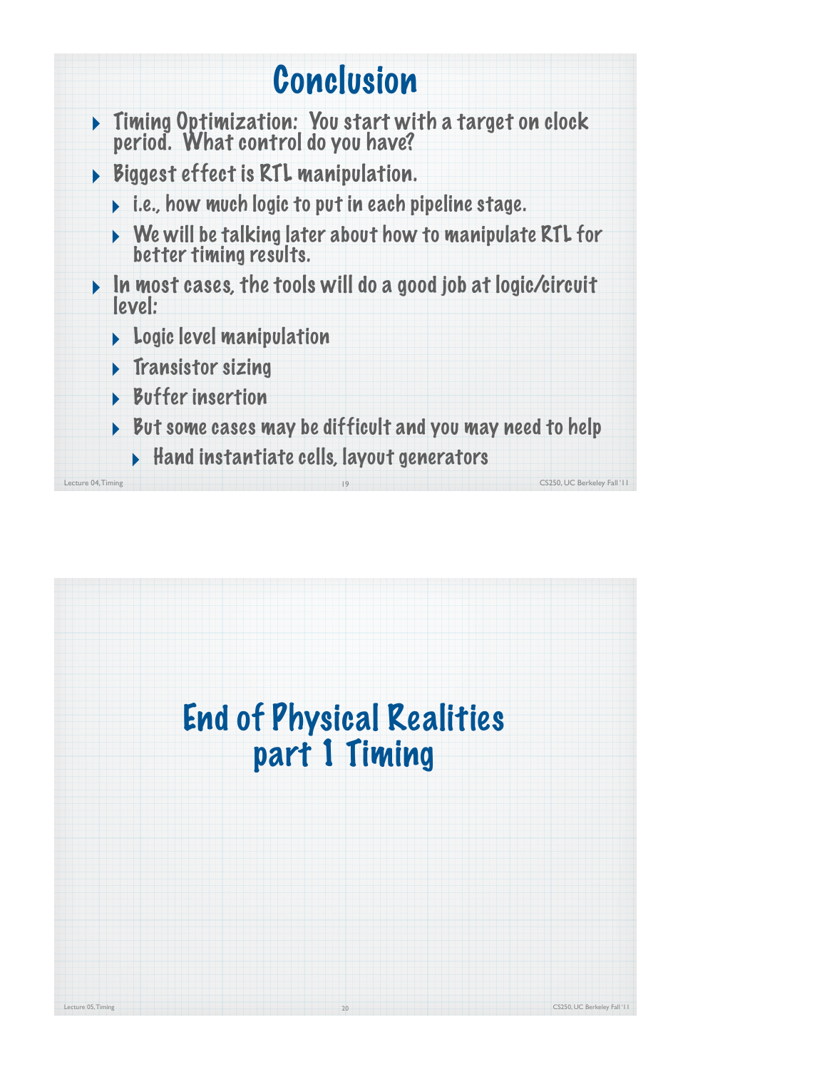# Conclusion

- Timing Optimization: You start with a target on clock period. What control do you have?
- Biggest effect is RTL manipulation.
  - i.e., how much logic to put in each pipeline stage.
  - We will be talking later about how to manipulate RTL for better timing results.
- In most cases, the tools will do a good job at logic/circuit level:
  - Logic level manipulation
  - Transistor sizing
  - Buffer insertion
  - But some cases may be difficult and you may need to help
    - Hand instantiate cells, layout generators

# End of Physical Realities part 1 Timing